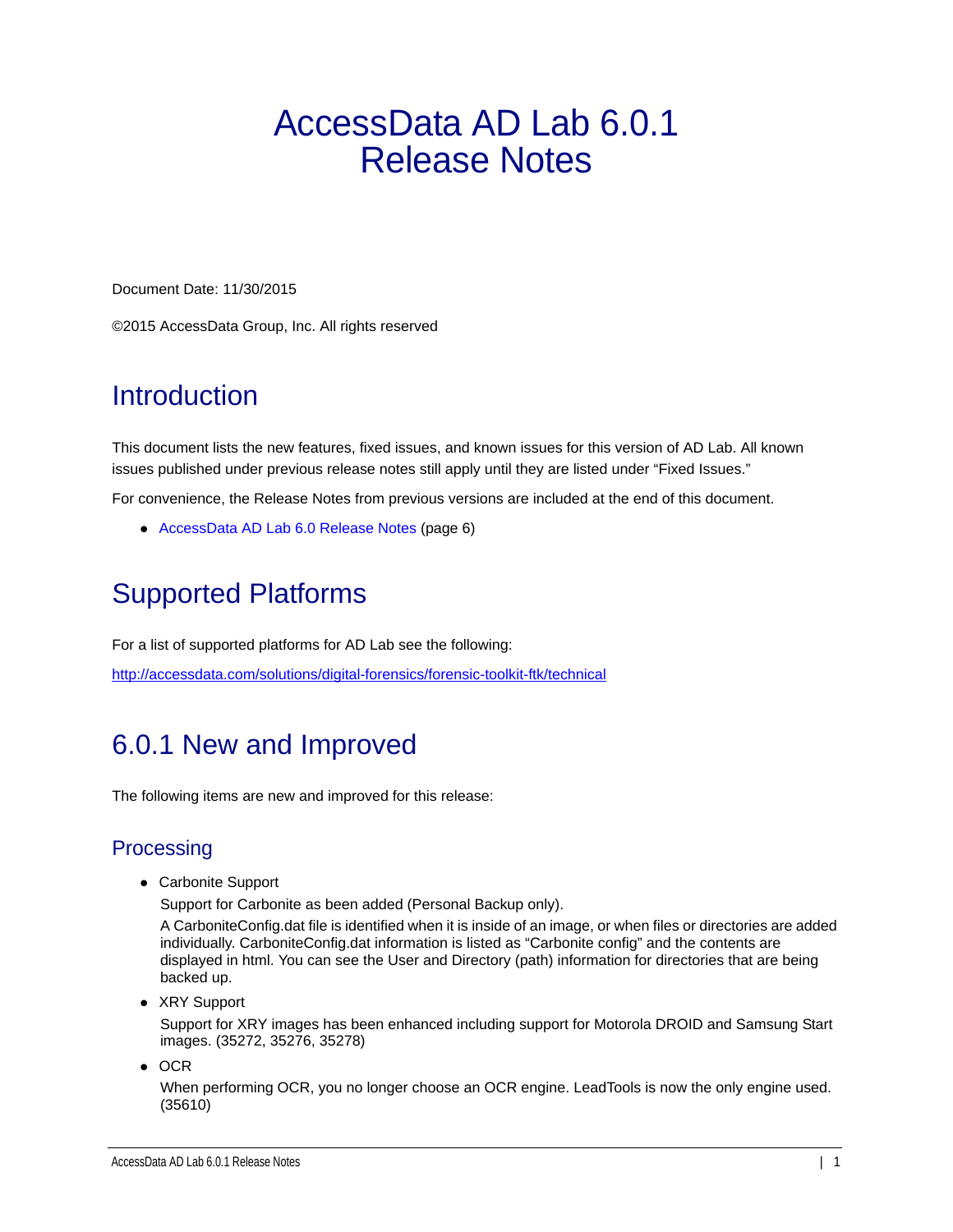# AccessData AD Lab 6.0.1 Release Notes

Document Date: 11/30/2015

©2015 AccessData Group, Inc. All rights reserved

## Introduction

This document lists the new features, fixed issues, and known issues for this version of AD Lab. All known issues published under previous release notes still apply until they are listed under "Fixed Issues."

For convenience, the Release Notes from previous versions are included at the end of this document.

- AccessData AD Lab 6.0 Release Notes (page 6)

## Supported Platforms

For a list of supported platforms for AD Lab see the following:

http://accessdata.com/solutions/digital-forensics/forensic-toolkit-ftk/technical

## 6.0.1 New and Improved

The following items are new and improved for this release:

### Processing

- Carbonite Support

  Support for Carbonite as been added (Personal Backup only).

  A CarboniteConfig.dat file is identified when it is inside of an image, or when files or directories are added individually. CarboniteConfig.dat information is listed as "Carbonite config" and the contents are displayed in html. You can see the User and Directory (path) information for directories that are being backed up.

- XRY Support

  Support for XRY images has been enhanced including support for Motorola DROID and Samsung Start images. (35272, 35276, 35278)

- OCR

  When performing OCR, you no longer choose an OCR engine. LeadTools is now the only engine used. (35610)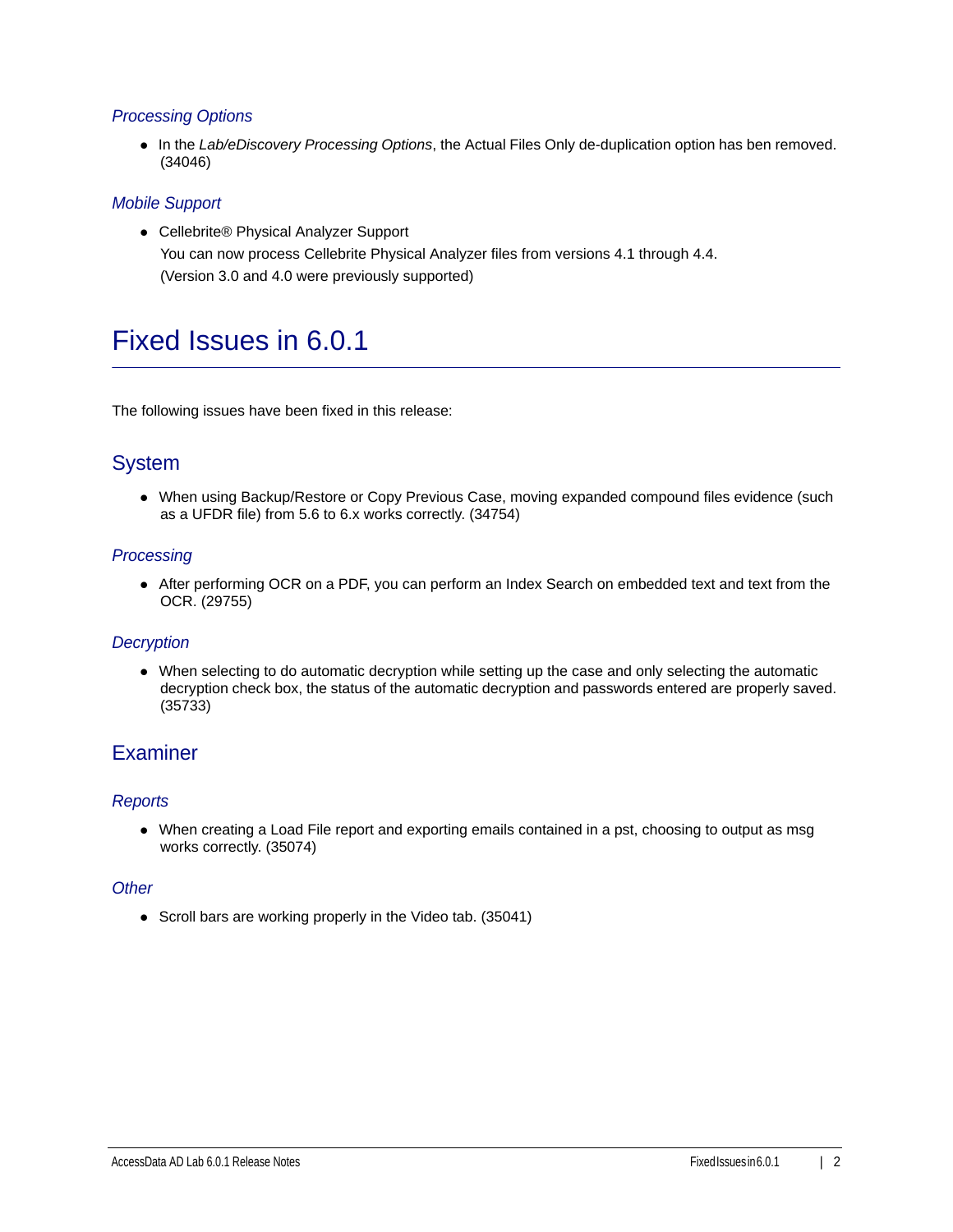### *Processing Options*

- In the *Lab/eDiscovery Processing Options*, the Actual Files Only de-duplication option has ben removed. (34046)

### *Mobile Support*

- Cellebrite® Physical Analyzer Support
  You can now process Cellebrite Physical Analyzer files from versions 4.1 through 4.4.
  (Version 3.0 and 4.0 were previously supported)

# Fixed Issues in 6.0.1

The following issues have been fixed in this release:

## System

- When using Backup/Restore or Copy Previous Case, moving expanded compound files evidence (such as a UFDR file) from 5.6 to 6.x works correctly. (34754)

### *Processing*

- After performing OCR on a PDF, you can perform an Index Search on embedded text and text from the OCR. (29755)

### *Decryption*

- When selecting to do automatic decryption while setting up the case and only selecting the automatic decryption check box, the status of the automatic decryption and passwords entered are properly saved. (35733)

## Examiner

### *Reports*

- When creating a Load File report and exporting emails contained in a pst, choosing to output as msg works correctly. (35074)

### *Other*

- Scroll bars are working properly in the Video tab. (35041)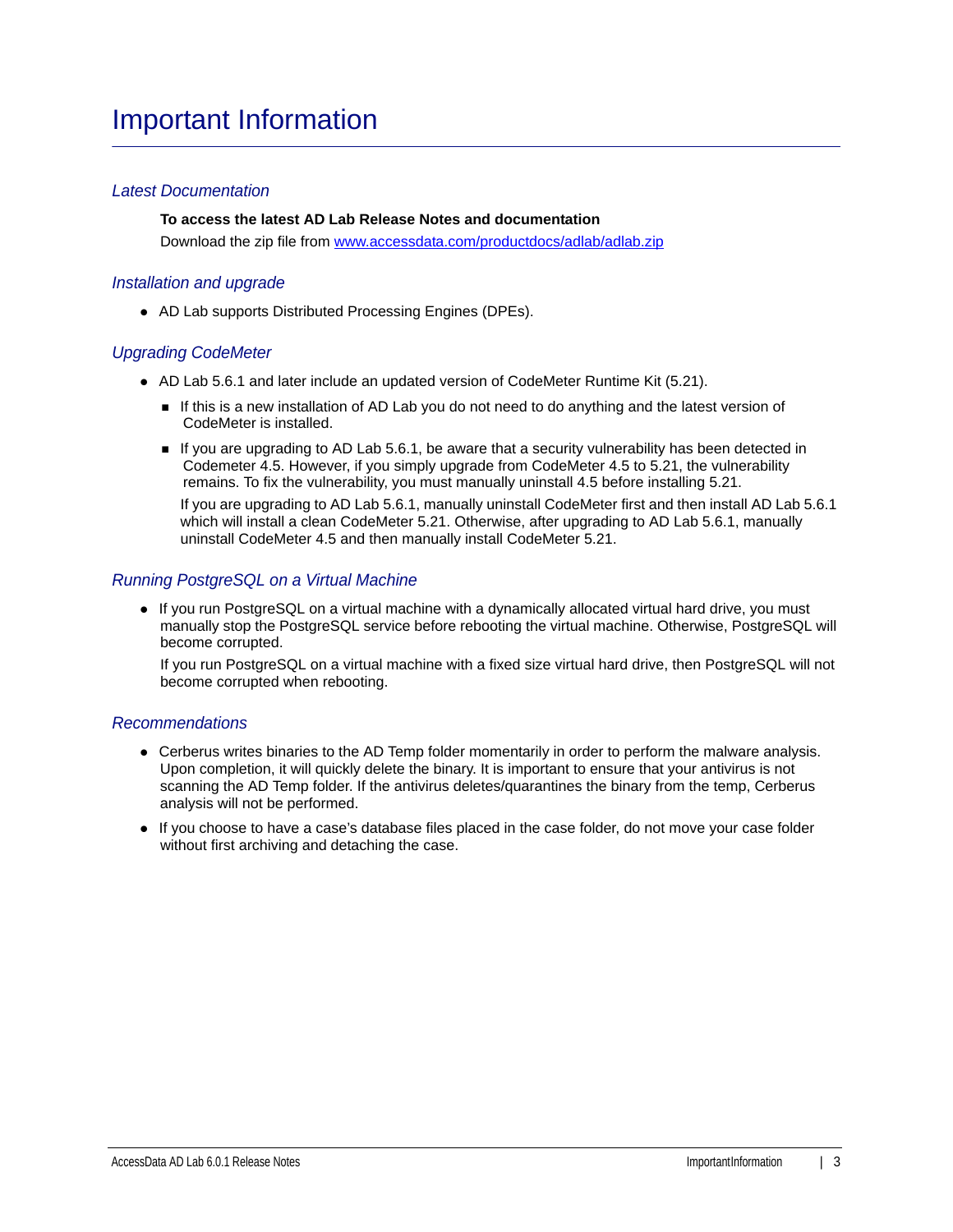# Important Information

### *Latest Documentation*

**To access the latest AD Lab Release Notes and documentation**

Download the zip file from [www.accessdata.com/productdocs/adlab/adlab.zip](www.accessdata.com/productdocs/adlab/adlab.zip)

### *Installation and upgrade*

- AD Lab supports Distributed Processing Engines (DPEs).

### *Upgrading CodeMeter*

- AD Lab 5.6.1 and later include an updated version of CodeMeter Runtime Kit (5.21).
  - If this is a new installation of AD Lab you do not need to do anything and the latest version of CodeMeter is installed.
  - If you are upgrading to AD Lab 5.6.1, be aware that a security vulnerability has been detected in Codemeter 4.5. However, if you simply upgrade from CodeMeter 4.5 to 5.21, the vulnerability remains. To fix the vulnerability, you must manually uninstall 4.5 before installing 5.21.

    If you are upgrading to AD Lab 5.6.1, manually uninstall CodeMeter first and then install AD Lab 5.6.1 which will install a clean CodeMeter 5.21. Otherwise, after upgrading to AD Lab 5.6.1, manually uninstall CodeMeter 4.5 and then manually install CodeMeter 5.21.

### *Running PostgreSQL on a Virtual Machine*

- If you run PostgreSQL on a virtual machine with a dynamically allocated virtual hard drive, you must manually stop the PostgreSQL service before rebooting the virtual machine. Otherwise, PostgreSQL will become corrupted.

  If you run PostgreSQL on a virtual machine with a fixed size virtual hard drive, then PostgreSQL will not become corrupted when rebooting.

### *Recommendations*

- Cerberus writes binaries to the AD Temp folder momentarily in order to perform the malware analysis. Upon completion, it will quickly delete the binary. It is important to ensure that your antivirus is not scanning the AD Temp folder. If the antivirus deletes/quarantines the binary from the temp, Cerberus analysis will not be performed.
- If you choose to have a case's database files placed in the case folder, do not move your case folder without first archiving and detaching the case.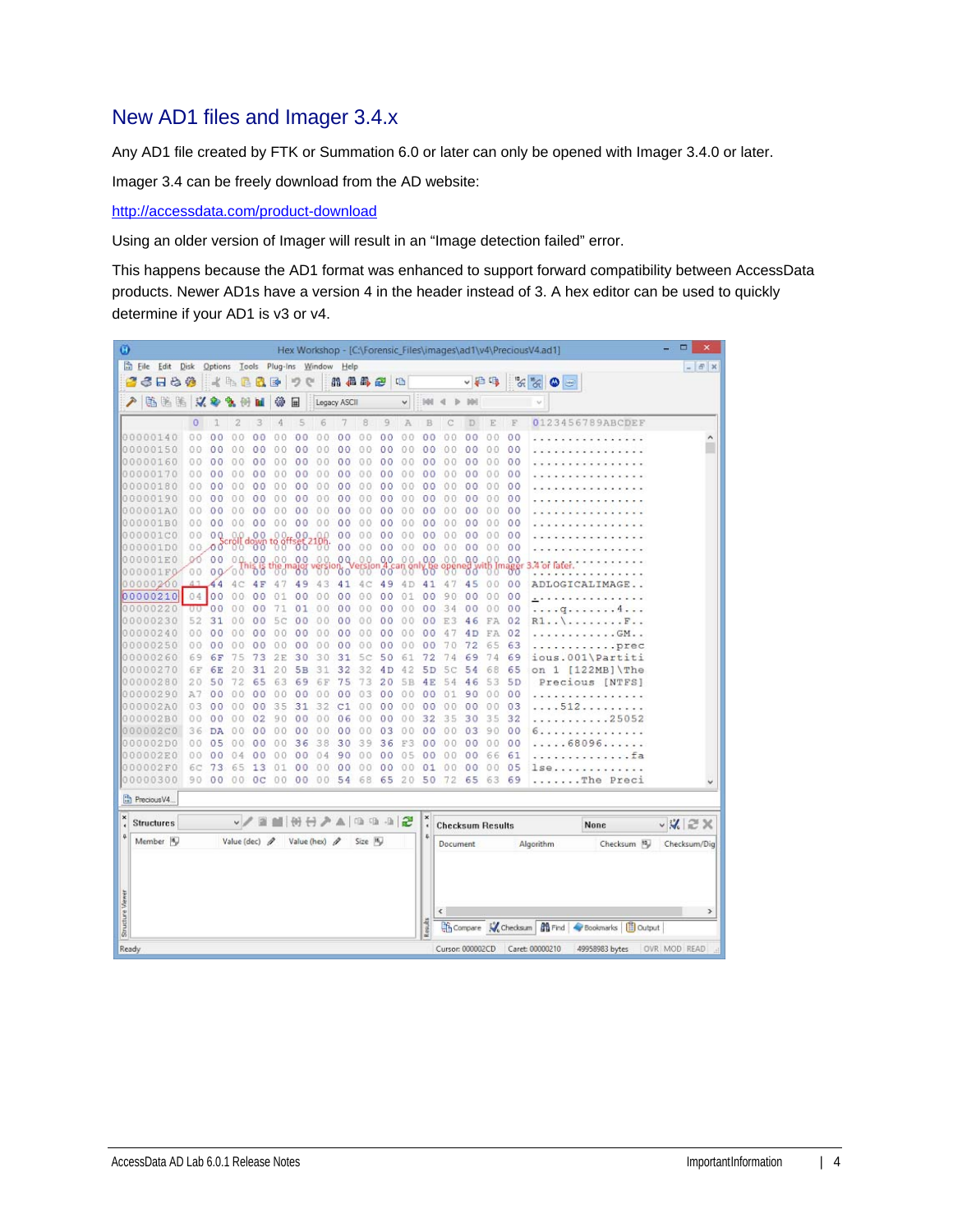# New AD1 files and Imager 3.4.x

Any AD1 file created by FTK or Summation 6.0 or later can only be opened with Imager 3.4.0 or later.

Imager 3.4 can be freely download from the AD website:

http://accessdata.com/product-download

Using an older version of Imager will result in an "Image detection failed" error.

This happens because the AD1 format was enhanced to support forward compatibility between AccessData products. Newer AD1s have a version 4 in the header instead of 3. A hex editor can be used to quickly determine if your AD1 is v3 or v4.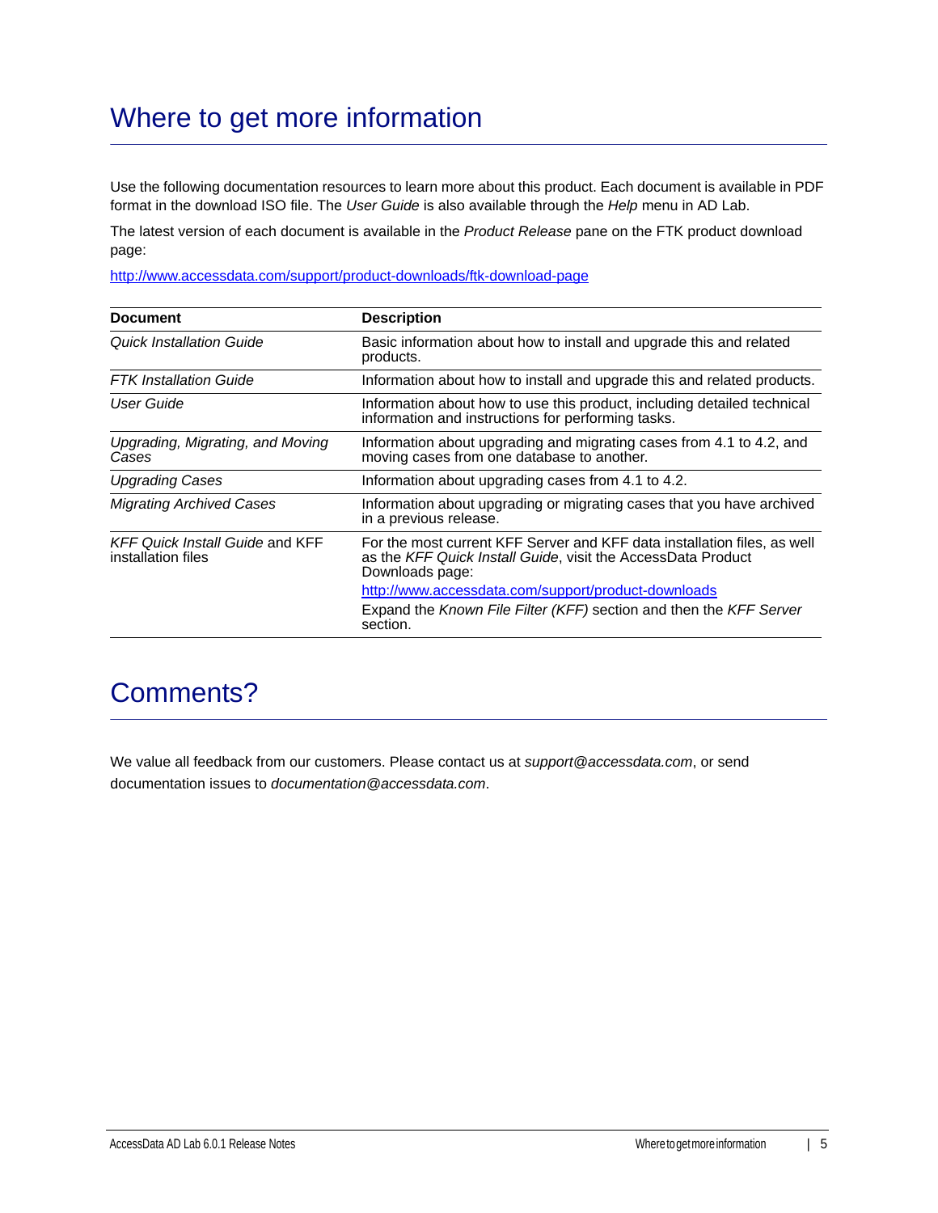# Where to get more information

Use the following documentation resources to learn more about this product. Each document is available in PDF format in the download ISO file. The *User Guide* is also available through the *Help* menu in AD Lab.

The latest version of each document is available in the *Product Release* pane on the FTK product download page:

http://www.accessdata.com/support/product-downloads/ftk-download-page

| Document | Description |
|---|---|
| *Quick Installation Guide* | Basic information about how to install and upgrade this and related products. |
| *FTK Installation Guide* | Information about how to install and upgrade this and related products. |
| *User Guide* | Information about how to use this product, including detailed technical information and instructions for performing tasks. |
| *Upgrading, Migrating, and Moving Cases* | Information about upgrading and migrating cases from 4.1 to 4.2, and moving cases from one database to another. |
| *Upgrading Cases* | Information about upgrading cases from 4.1 to 4.2. |
| *Migrating Archived Cases* | Information about upgrading or migrating cases that you have archived in a previous release. |
| *KFF Quick Install Guide* and KFF installation files | For the most current KFF Server and KFF data installation files, as well as the *KFF Quick Install Guide*, visit the AccessData Product Downloads page: http://www.accessdata.com/support/product-downloads Expand the *Known File Filter (KFF)* section and then the *KFF Server* section. |

# Comments?

We value all feedback from our customers. Please contact us at *support@accessdata.com*, or send documentation issues to *documentation@accessdata.com*.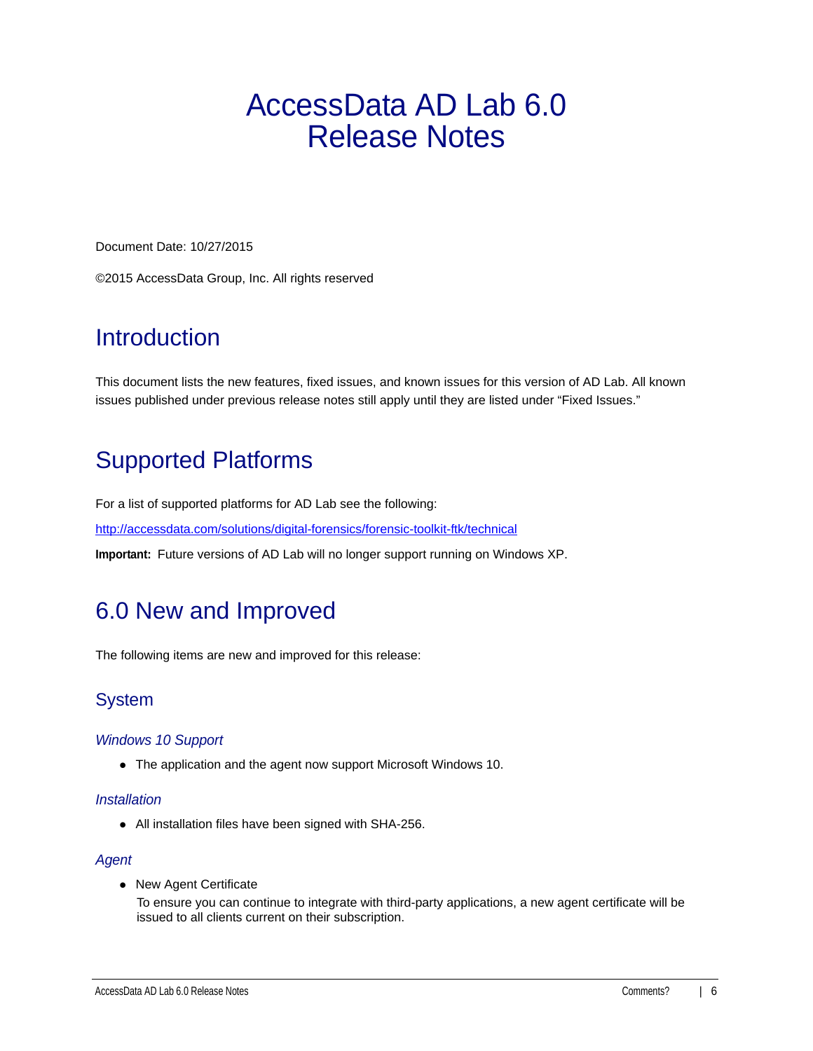# AccessData AD Lab 6.0 Release Notes

Document Date: 10/27/2015

©2015 AccessData Group, Inc. All rights reserved

## Introduction

This document lists the new features, fixed issues, and known issues for this version of AD Lab. All known issues published under previous release notes still apply until they are listed under "Fixed Issues."

## Supported Platforms

For a list of supported platforms for AD Lab see the following:

http://accessdata.com/solutions/digital-forensics/forensic-toolkit-ftk/technical

**Important:** Future versions of AD Lab will no longer support running on Windows XP.

## 6.0 New and Improved

The following items are new and improved for this release:

### System

#### *Windows 10 Support*

- The application and the agent now support Microsoft Windows 10.

#### *Installation*

- All installation files have been signed with SHA-256.

#### *Agent*

- New Agent Certificate
  To ensure you can continue to integrate with third-party applications, a new agent certificate will be issued to all clients current on their subscription.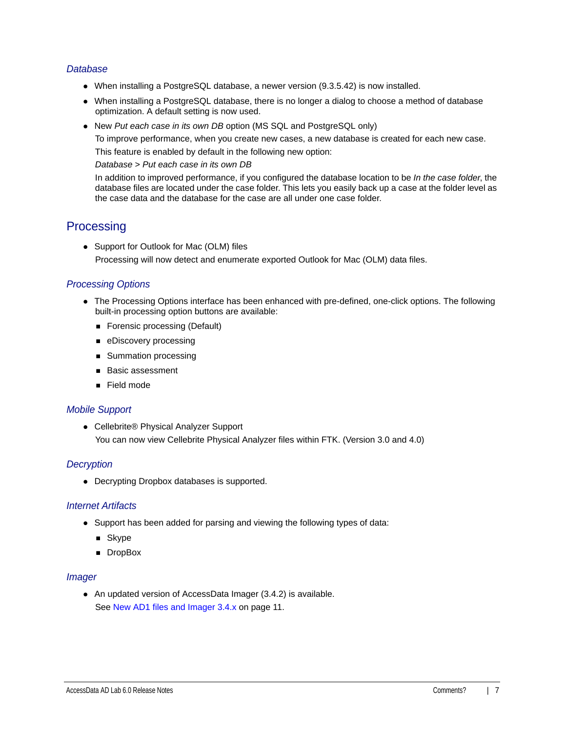### *Database*

- When installing a PostgreSQL database, a newer version (9.3.5.42) is now installed.
- When installing a PostgreSQL database, there is no longer a dialog to choose a method of database optimization. A default setting is now used.
- New *Put each case in its own DB* option (MS SQL and PostgreSQL only)

  To improve performance, when you create new cases, a new database is created for each new case.

  This feature is enabled by default in the following new option:

  *Database > Put each case in its own DB*

  In addition to improved performance, if you configured the database location to be *In the case folder*, the database files are located under the case folder. This lets you easily back up a case at the folder level as the case data and the database for the case are all under one case folder.

## Processing

- Support for Outlook for Mac (OLM) files

  Processing will now detect and enumerate exported Outlook for Mac (OLM) data files.

### *Processing Options*

- The Processing Options interface has been enhanced with pre-defined, one-click options. The following built-in processing option buttons are available:
  - Forensic processing (Default)
  - eDiscovery processing
  - Summation processing
  - Basic assessment
  - Field mode

### *Mobile Support*

- Cellebrite® Physical Analyzer Support

  You can now view Cellebrite Physical Analyzer files within FTK. (Version 3.0 and 4.0)

### *Decryption*

- Decrypting Dropbox databases is supported.

### *Internet Artifacts*

- Support has been added for parsing and viewing the following types of data:
  - Skype
  - DropBox

### *Imager*

- An updated version of AccessData Imager (3.4.2) is available.

  See New AD1 files and Imager 3.4.x on page 11.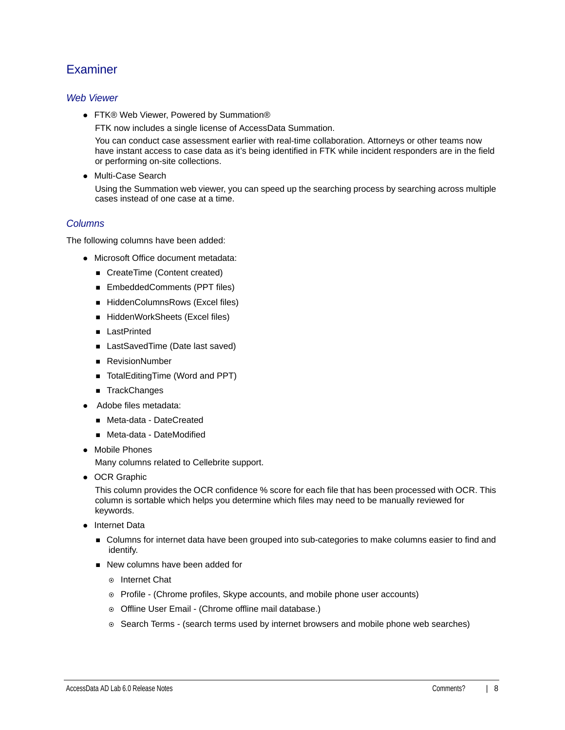## Examiner

### *Web Viewer*

- FTK® Web Viewer, Powered by Summation®

  FTK now includes a single license of AccessData Summation.

  You can conduct case assessment earlier with real-time collaboration. Attorneys or other teams now have instant access to case data as it's being identified in FTK while incident responders are in the field or performing on-site collections.

- Multi-Case Search

  Using the Summation web viewer, you can speed up the searching process by searching across multiple cases instead of one case at a time.

### *Columns*

The following columns have been added:

- Microsoft Office document metadata:
  - CreateTime (Content created)
  - EmbeddedComments (PPT files)
  - HiddenColumnsRows (Excel files)
  - HiddenWorkSheets (Excel files)
  - LastPrinted
  - LastSavedTime (Date last saved)
  - RevisionNumber
  - TotalEditingTime (Word and PPT)
  - TrackChanges
- Adobe files metadata:
  - Meta-data - DateCreated
  - Meta-data - DateModified
- Mobile Phones

  Many columns related to Cellebrite support.

- OCR Graphic

  This column provides the OCR confidence % score for each file that has been processed with OCR. This column is sortable which helps you determine which files may need to be manually reviewed for keywords.

- Internet Data
  - Columns for internet data have been grouped into sub-categories to make columns easier to find and identify.
  - New columns have been added for
    - Internet Chat
    - Profile - (Chrome profiles, Skype accounts, and mobile phone user accounts)
    - Offline User Email - (Chrome offline mail database.)
    - Search Terms - (search terms used by internet browsers and mobile phone web searches)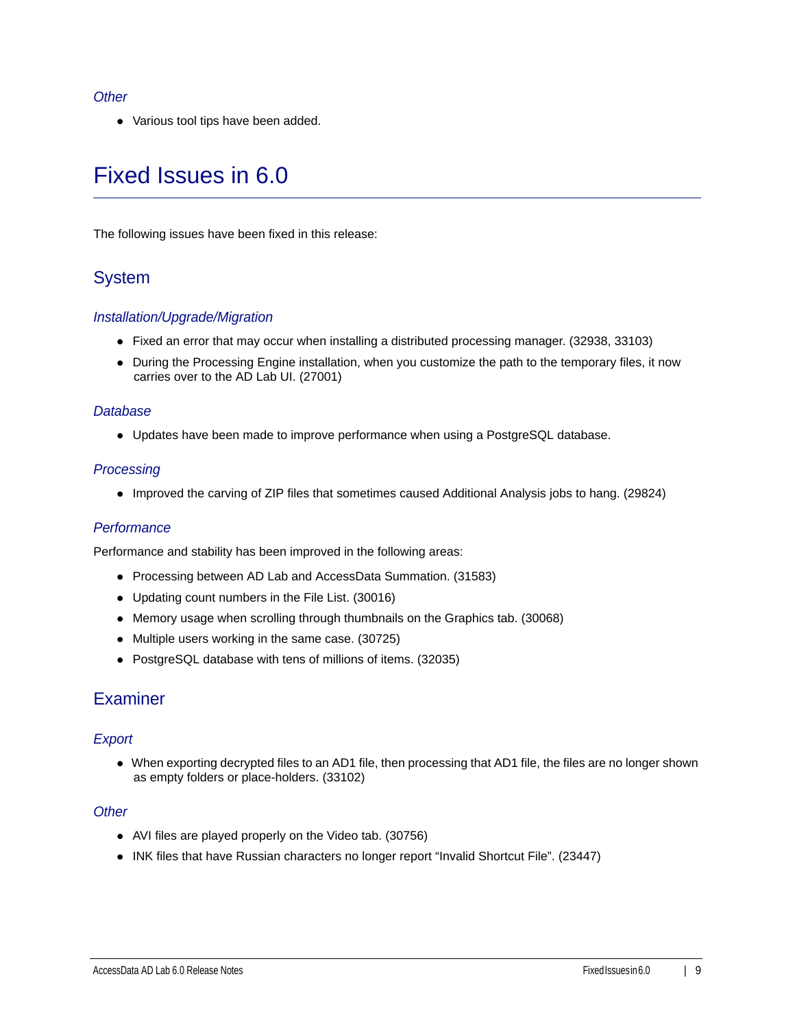### Other

- Various tool tips have been added.

# Fixed Issues in 6.0

The following issues have been fixed in this release:

## System

### Installation/Upgrade/Migration

- Fixed an error that may occur when installing a distributed processing manager. (32938, 33103)
- During the Processing Engine installation, when you customize the path to the temporary files, it now carries over to the AD Lab UI. (27001)

### Database

- Updates have been made to improve performance when using a PostgreSQL database.

### Processing

- Improved the carving of ZIP files that sometimes caused Additional Analysis jobs to hang. (29824)

### Performance

Performance and stability has been improved in the following areas:

- Processing between AD Lab and AccessData Summation. (31583)
- Updating count numbers in the File List. (30016)
- Memory usage when scrolling through thumbnails on the Graphics tab. (30068)
- Multiple users working in the same case. (30725)
- PostgreSQL database with tens of millions of items. (32035)

## Examiner

### Export

- When exporting decrypted files to an AD1 file, then processing that AD1 file, the files are no longer shown as empty folders or place-holders. (33102)

### Other

- AVI files are played properly on the Video tab. (30756)
- INK files that have Russian characters no longer report “Invalid Shortcut File”. (23447)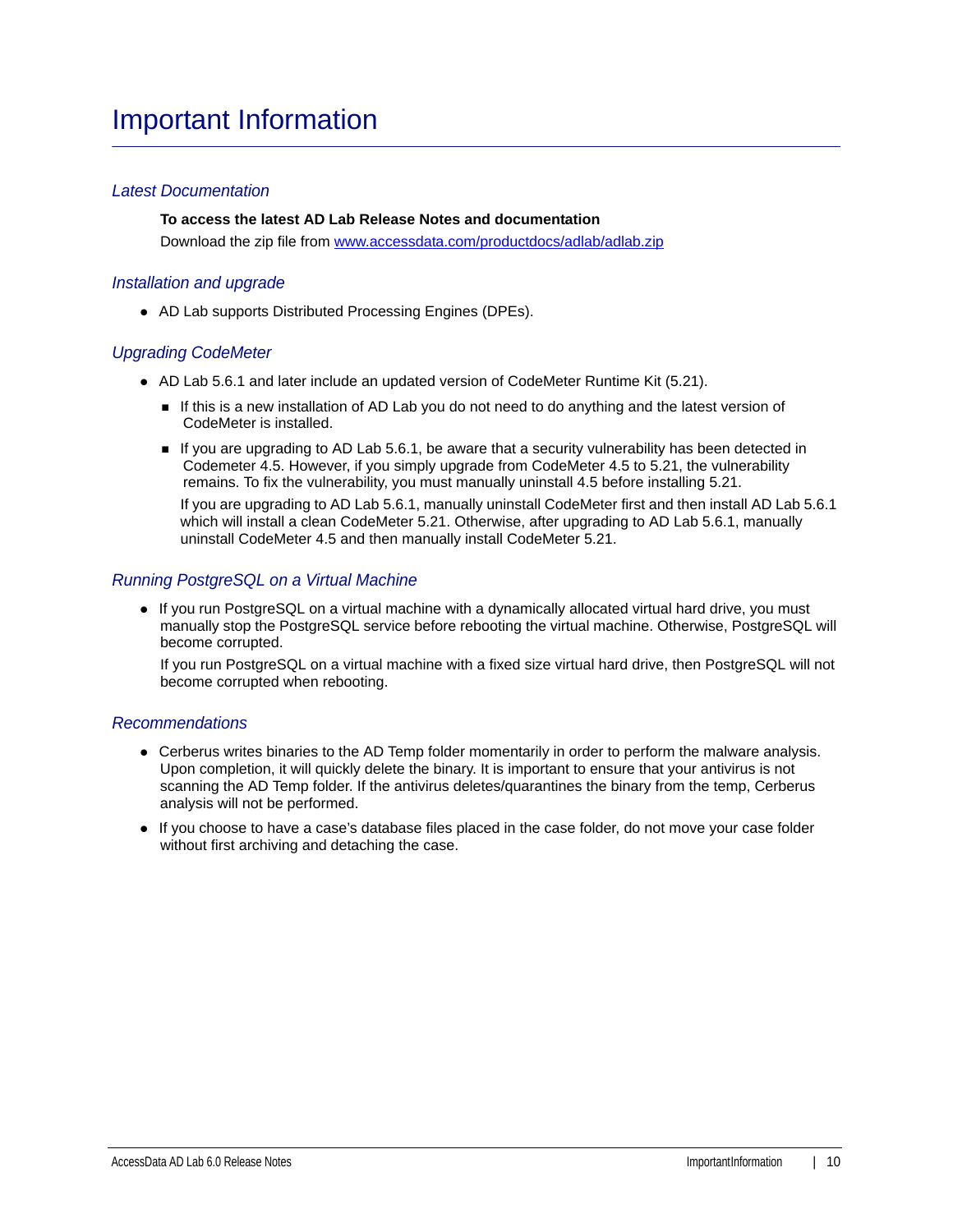# Important Information

### *Latest Documentation*

**To access the latest AD Lab Release Notes and documentation**

Download the zip file from [www.accessdata.com/productdocs/adlab/adlab.zip](www.accessdata.com/productdocs/adlab/adlab.zip)

### *Installation and upgrade*

- AD Lab supports Distributed Processing Engines (DPEs).

### *Upgrading CodeMeter*

- AD Lab 5.6.1 and later include an updated version of CodeMeter Runtime Kit (5.21).
  - If this is a new installation of AD Lab you do not need to do anything and the latest version of CodeMeter is installed.
  - If you are upgrading to AD Lab 5.6.1, be aware that a security vulnerability has been detected in Codemeter 4.5. However, if you simply upgrade from CodeMeter 4.5 to 5.21, the vulnerability remains. To fix the vulnerability, you must manually uninstall 4.5 before installing 5.21.

    If you are upgrading to AD Lab 5.6.1, manually uninstall CodeMeter first and then install AD Lab 5.6.1 which will install a clean CodeMeter 5.21. Otherwise, after upgrading to AD Lab 5.6.1, manually uninstall CodeMeter 4.5 and then manually install CodeMeter 5.21.

### *Running PostgreSQL on a Virtual Machine*

- If you run PostgreSQL on a virtual machine with a dynamically allocated virtual hard drive, you must manually stop the PostgreSQL service before rebooting the virtual machine. Otherwise, PostgreSQL will become corrupted.

  If you run PostgreSQL on a virtual machine with a fixed size virtual hard drive, then PostgreSQL will not become corrupted when rebooting.

### *Recommendations*

- Cerberus writes binaries to the AD Temp folder momentarily in order to perform the malware analysis. Upon completion, it will quickly delete the binary. It is important to ensure that your antivirus is not scanning the AD Temp folder. If the antivirus deletes/quarantines the binary from the temp, Cerberus analysis will not be performed.
- If you choose to have a case's database files placed in the case folder, do not move your case folder without first archiving and detaching the case.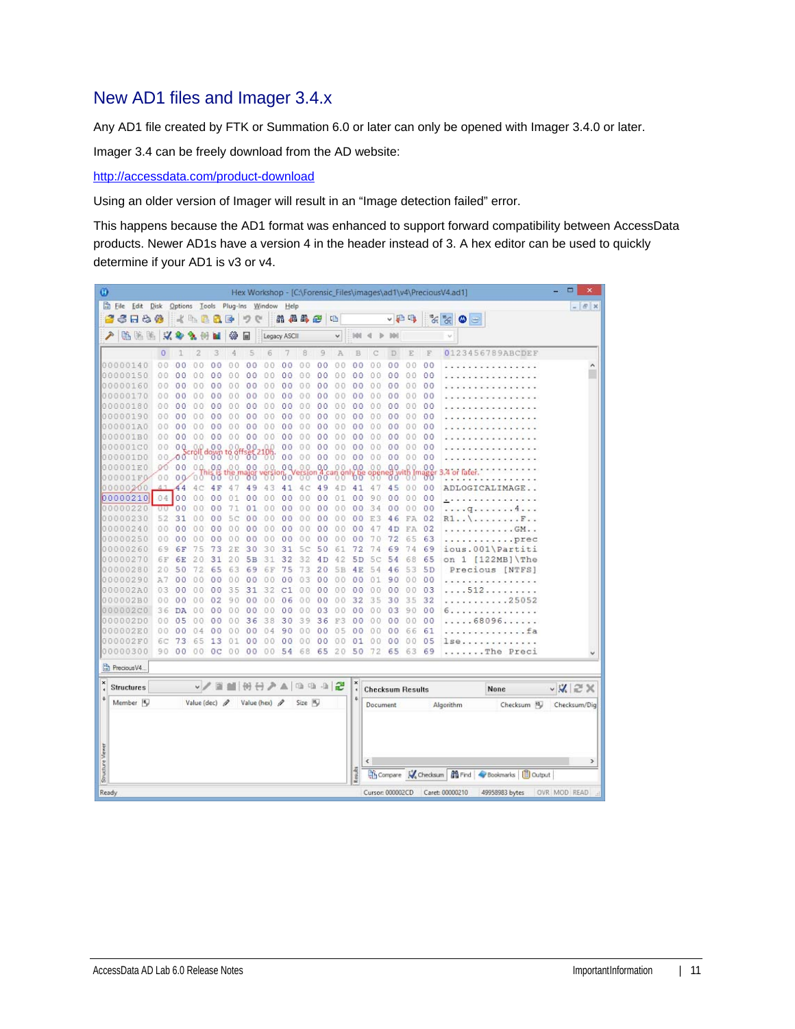## New AD1 files and Imager 3.4.x

Any AD1 file created by FTK or Summation 6.0 or later can only be opened with Imager 3.4.0 or later.

Imager 3.4 can be freely download from the AD website:

http://accessdata.com/product-download

Using an older version of Imager will result in an "Image detection failed" error.

This happens because the AD1 format was enhanced to support forward compatibility between AccessData products. Newer AD1s have a version 4 in the header instead of 3. A hex editor can be used to quickly determine if your AD1 is v3 or v4.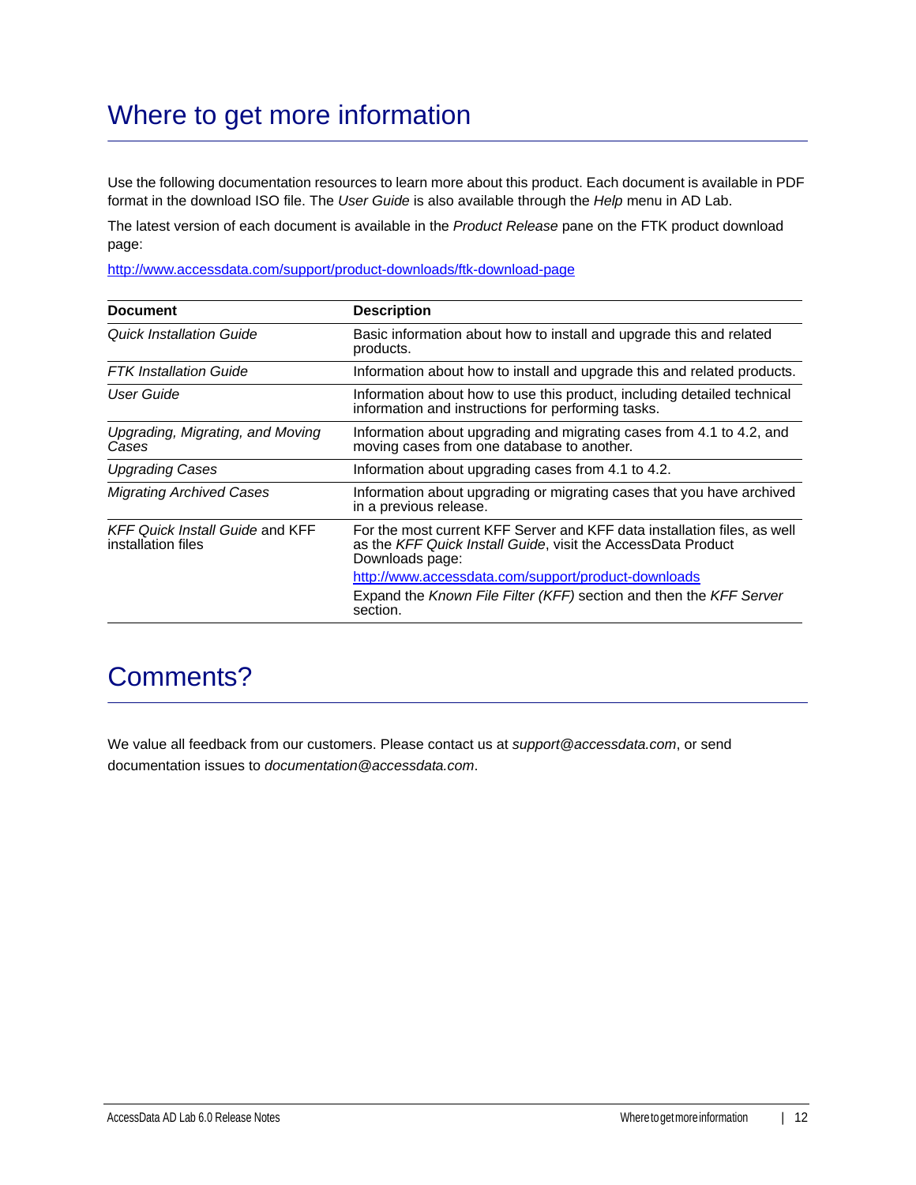# Where to get more information

Use the following documentation resources to learn more about this product. Each document is available in PDF format in the download ISO file. The *User Guide* is also available through the *Help* menu in AD Lab.

The latest version of each document is available in the *Product Release* pane on the FTK product download page:

http://www.accessdata.com/support/product-downloads/ftk-download-page

| Document | Description |
| --- | --- |
| *Quick Installation Guide* | Basic information about how to install and upgrade this and related products. |
| *FTK Installation Guide* | Information about how to install and upgrade this and related products. |
| *User Guide* | Information about how to use this product, including detailed technical information and instructions for performing tasks. |
| *Upgrading, Migrating, and Moving Cases* | Information about upgrading and migrating cases from 4.1 to 4.2, and moving cases from one database to another. |
| *Upgrading Cases* | Information about upgrading cases from 4.1 to 4.2. |
| *Migrating Archived Cases* | Information about upgrading or migrating cases that you have archived in a previous release. |
| *KFF Quick Install Guide* and KFF installation files | For the most current KFF Server and KFF data installation files, as well as the *KFF Quick Install Guide*, visit the AccessData Product Downloads page: http://www.accessdata.com/support/product-downloads Expand the *Known File Filter (KFF)* section and then the *KFF Server* section. |

# Comments?

We value all feedback from our customers. Please contact us at *support@accessdata.com*, or send documentation issues to *documentation@accessdata.com*.